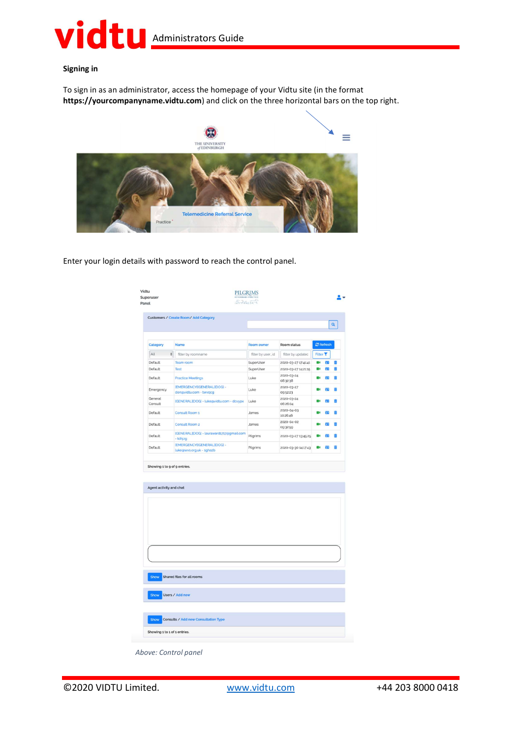## Signing in

To sign in as an administrator, access the homepage of your Vidtu site (in the format **https://yourcompanyname.vidtu.com**) and click on the three horizontal bars on the top right.

Enter your login details with password to reach the control panel.

*Above: Control panel*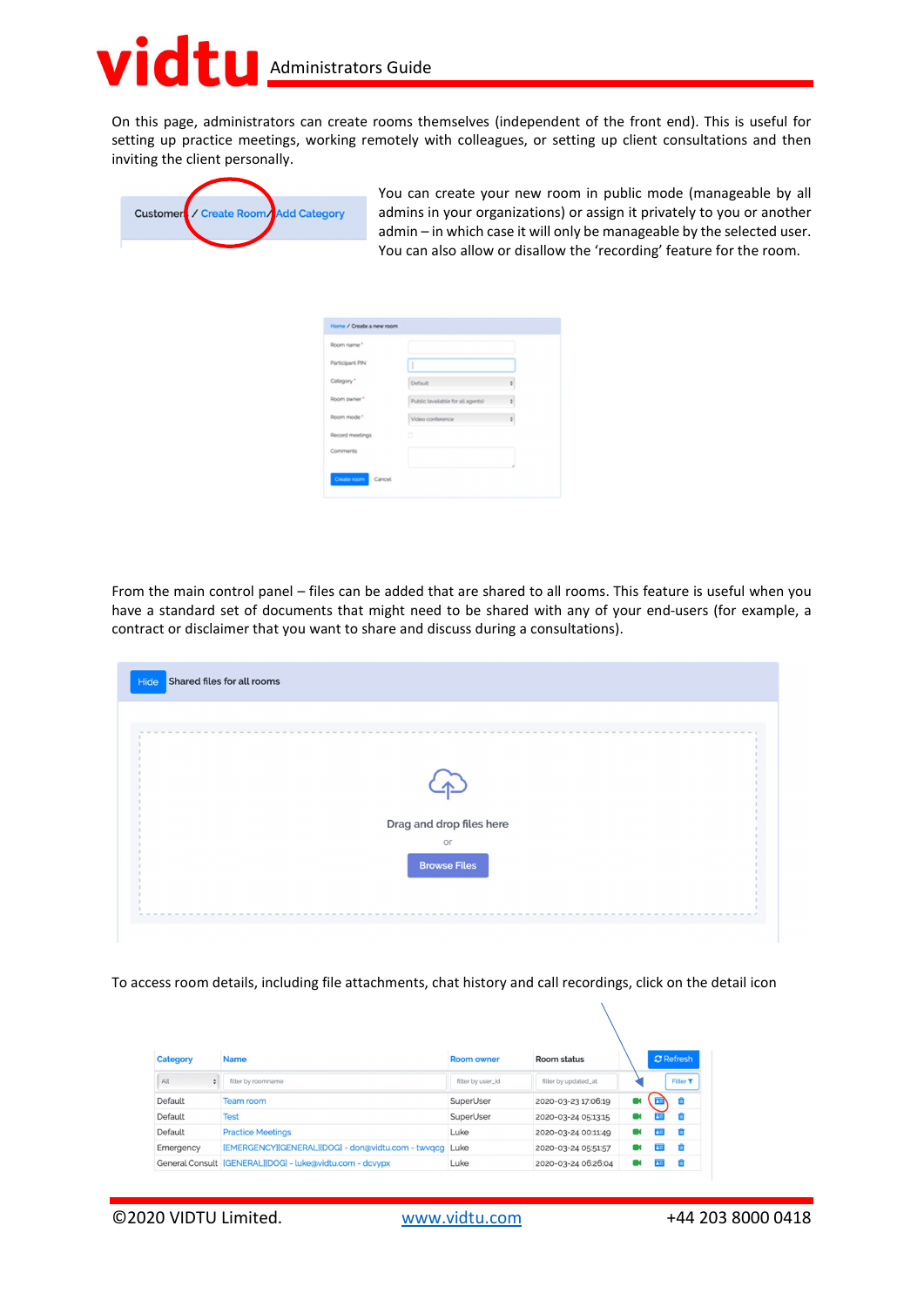On this page, administrators can create rooms themselves (independent of the front end). This is useful for setting up practice meetings, working remotely with colleagues, or setting up client consultations and then inviting the client personally.

You can create your new room in public mode (manageable by all admins in your organizations) or assign it privately to you or another admin – in which case it will only be manageable by the selected user. You can also allow or disallow the 'recording' feature for the room.

From the main control panel – files can be added that are shared to all rooms. This feature is useful when you have a standard set of documents that might need to be shared with any of your end-users (for example, a contract or disclaimer that you want to share and discuss during a consultations).

To access room details, including file attachments, chat history and call recordings, click on the detail icon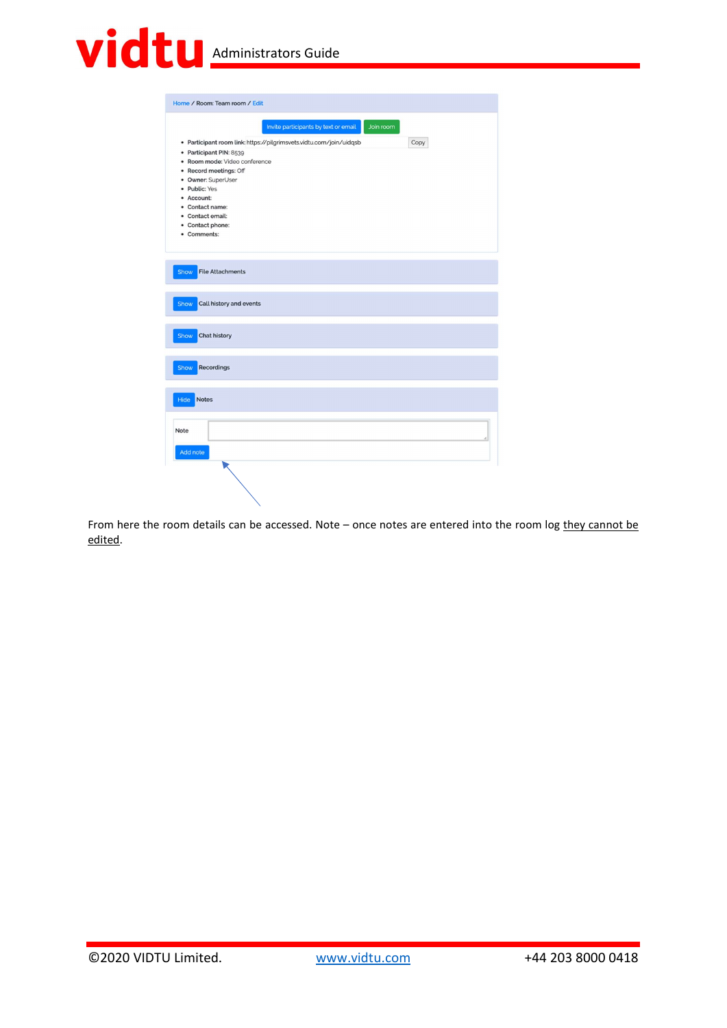Home / Room: Team room / Edit

Invite participants by text or email | Join room

- **Participant room link:** https://pilgrimsvets.vidtu.com/join/uidqsb
- **Participant PIN:** 8539
- **Room mode:** Video conference
- **Record meetings:** Off
- **Owner:** SuperUser
- **Public:** Yes
- **Account:**
- **Contact name:**
- **Contact email:**
- **Contact phone:**
- **Comments:**

Show File Attachments

Show Call history and events

Show Chat history

Show Recordings

Hide Notes

Note

Add note

From here the room details can be accessed. Note – once notes are entered into the room log <u>they cannot be edited</u>.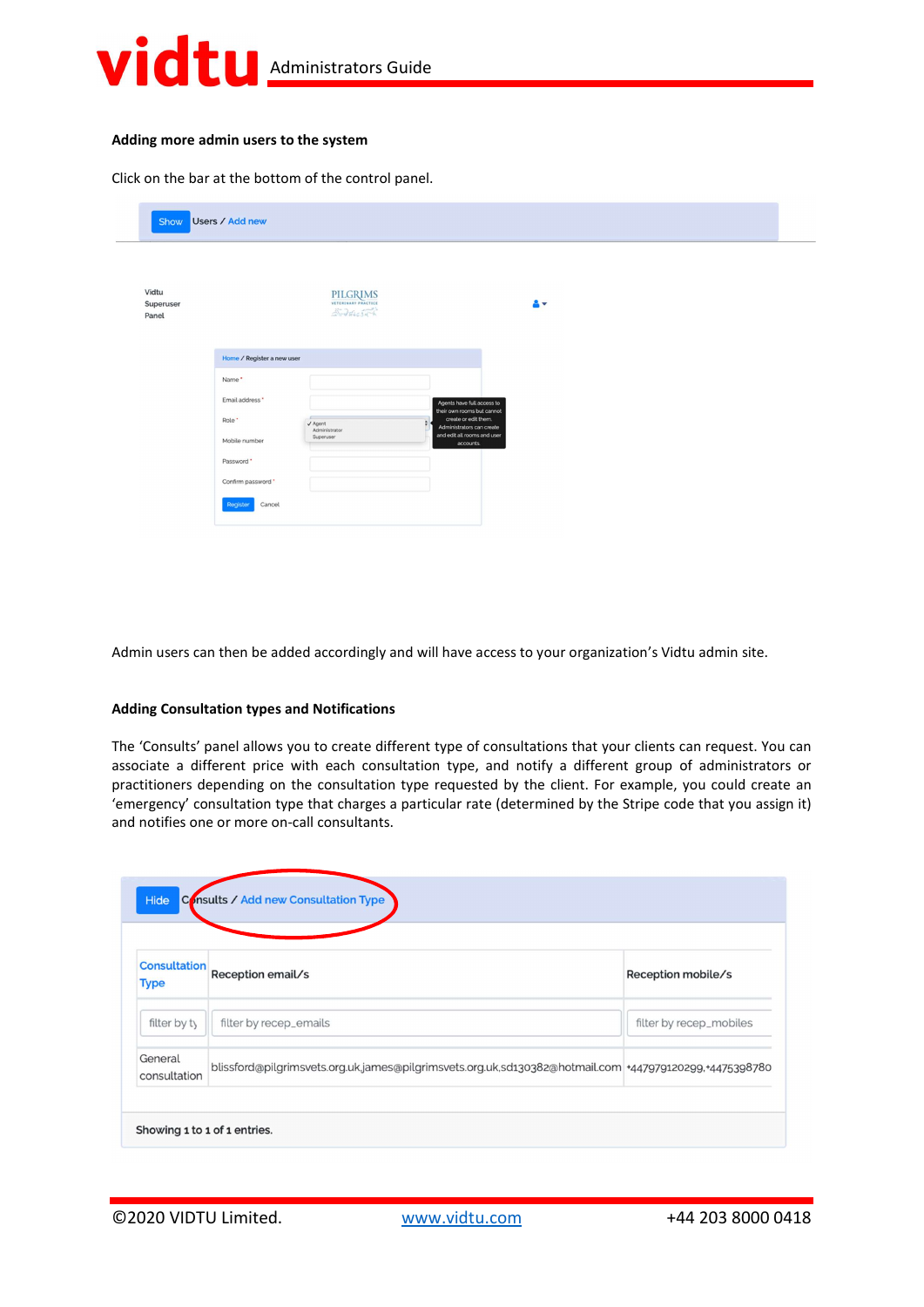**Adding more admin users to the system**

Click on the bar at the bottom of the control panel.

Show Users / Add new

Vidtu Superuser Panel

Home / Register a new user

Name *

Email address *

Role *

Mobile number

Password *

Confirm password *

Register Cancel

Admin users can then be added accordingly and will have access to your organization's Vidtu admin site.

**Adding Consultation types and Notifications**

The 'Consults' panel allows you to create different type of consultations that your clients can request. You can associate a different price with each consultation type, and notify a different group of administrators or practitioners depending on the consultation type requested by the client. For example, you could create an 'emergency' consultation type that charges a particular rate (determined by the Stripe code that you assign it) and notifies one or more on-call consultants.

Hide Consults / Add new Consultation Type

| Consultation Type | Reception email/s | Reception mobile/s |
|---|---|---|
| filter by ty | filter by recep_emails | filter by recep_mobiles |
| General consultation | blissford@pilgrimsvets.org.uk,james@pilgrimsvets.org.uk,sd130382@hotmail.com | +447979120299,+4475398780 |

Showing 1 to 1 of 1 entries.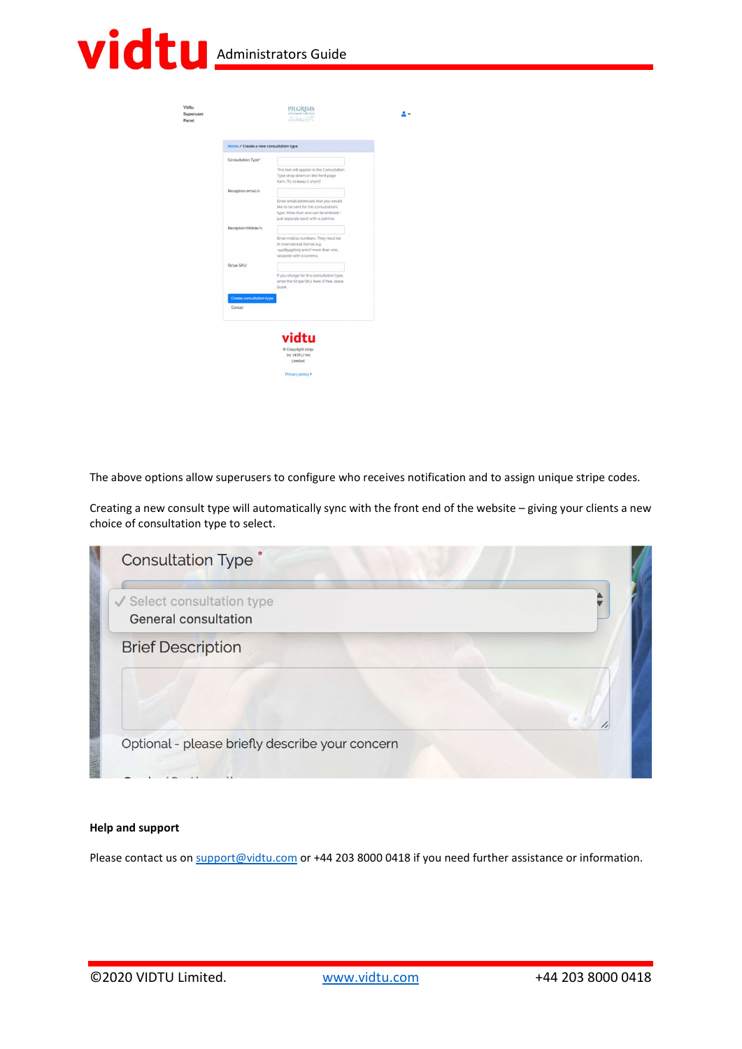The above options allow superusers to configure who receives notification and to assign unique stripe codes.

Creating a new consult type will automatically sync with the front end of the website – giving your clients a new choice of consultation type to select.

**Help and support**

Please contact us on support@vidtu.com or +44 203 8000 0418 if you need further assistance or information.